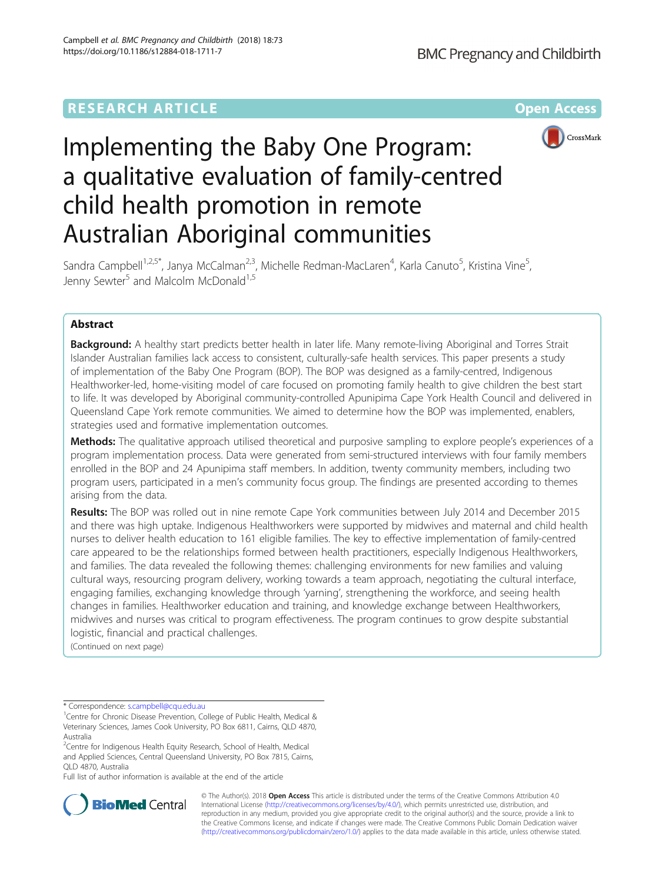RESEARCH ARTICLE

Open Access

# Implementing the Baby One Program: a qualitative evaluation of family-centred child health promotion in remote Australian Aboriginal communities

Sandra Campbell[1,2,5*], Janya McCalman[2,3], Michelle Redman-MacLaren[4], Karla Canuto[5], Kristina Vine[5], Jenny Sewter[5] and Malcolm McDonald[1,5]

## Abstract

**Background:** A healthy start predicts better health in later life. Many remote-living Aboriginal and Torres Strait Islander Australian families lack access to consistent, culturally-safe health services. This paper presents a study of implementation of the Baby One Program (BOP). The BOP was designed as a family-centred, Indigenous Healthworker-led, home-visiting model of care focused on promoting family health to give children the best start to life. It was developed by Aboriginal community-controlled Apunipima Cape York Health Council and delivered in Queensland Cape York remote communities. We aimed to determine how the BOP was implemented, enablers, strategies used and formative implementation outcomes.

**Methods:** The qualitative approach utilised theoretical and purposive sampling to explore people's experiences of a program implementation process. Data were generated from semi-structured interviews with four family members enrolled in the BOP and 24 Apunipima staff members. In addition, twenty community members, including two program users, participated in a men's community focus group. The findings are presented according to themes arising from the data.

**Results:** The BOP was rolled out in nine remote Cape York communities between July 2014 and December 2015 and there was high uptake. Indigenous Healthworkers were supported by midwives and maternal and child health nurses to deliver health education to 161 eligible families. The key to effective implementation of family-centred care appeared to be the relationships formed between health practitioners, especially Indigenous Healthworkers, and families. The data revealed the following themes: challenging environments for new families and valuing cultural ways, resourcing program delivery, working towards a team approach, negotiating the cultural interface, engaging families, exchanging knowledge through 'yarning', strengthening the workforce, and seeing health changes in families. Healthworker education and training, and knowledge exchange between Healthworkers, midwives and nurses was critical to program effectiveness. The program continues to grow despite substantial logistic, financial and practical challenges.

(Continued on next page)

---

* Correspondence: s.campbell@cqu.edu.au

[1]Centre for Chronic Disease Prevention, College of Public Health, Medical & Veterinary Sciences, James Cook University, PO Box 6811, Cairns, QLD 4870, Australia

[2]Centre for Indigenous Health Equity Research, School of Health, Medical and Applied Sciences, Central Queensland University, PO Box 7815, Cairns, QLD 4870, Australia

Full list of author information is available at the end of the article

© The Author(s). 2018 **Open Access** This article is distributed under the terms of the Creative Commons Attribution 4.0 International License (http://creativecommons.org/licenses/by/4.0/), which permits unrestricted use, distribution, and reproduction in any medium, provided you give appropriate credit to the original author(s) and the source, provide a link to the Creative Commons license, and indicate if changes were made. The Creative Commons Public Domain Dedication waiver (http://creativecommons.org/publicdomain/zero/1.0/) applies to the data made available in this article, unless otherwise stated.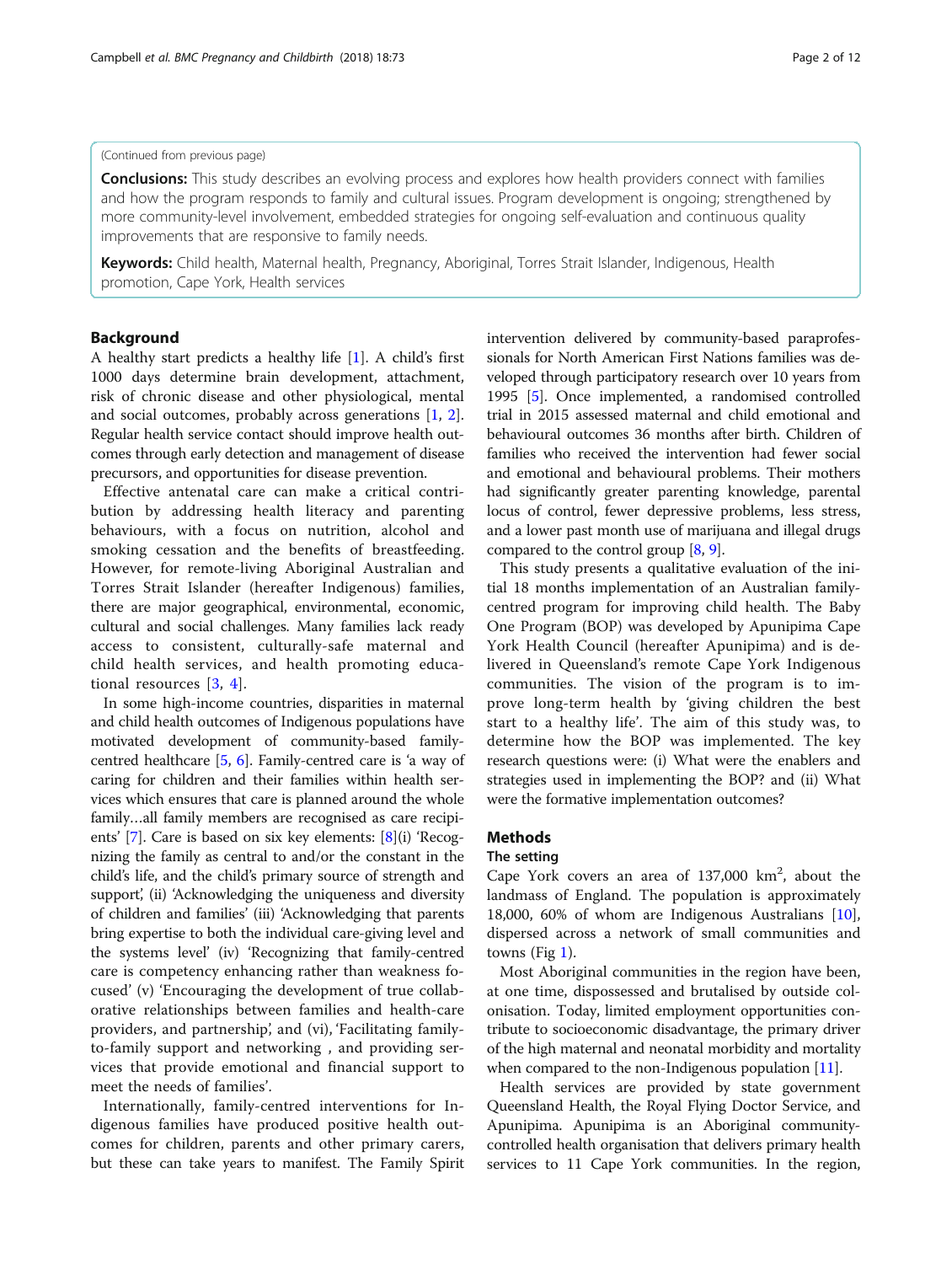(Continued from previous page)

**Conclusions:** This study describes an evolving process and explores how health providers connect with families and how the program responds to family and cultural issues. Program development is ongoing; strengthened by more community-level involvement, embedded strategies for ongoing self-evaluation and continuous quality improvements that are responsive to family needs.

**Keywords:** Child health, Maternal health, Pregnancy, Aboriginal, Torres Strait Islander, Indigenous, Health promotion, Cape York, Health services

## Background

A healthy start predicts a healthy life [1]. A child's first 1000 days determine brain development, attachment, risk of chronic disease and other physiological, mental and social outcomes, probably across generations [1, 2]. Regular health service contact should improve health outcomes through early detection and management of disease precursors, and opportunities for disease prevention.

Effective antenatal care can make a critical contribution by addressing health literacy and parenting behaviours, with a focus on nutrition, alcohol and smoking cessation and the benefits of breastfeeding. However, for remote-living Aboriginal Australian and Torres Strait Islander (hereafter Indigenous) families, there are major geographical, environmental, economic, cultural and social challenges. Many families lack ready access to consistent, culturally-safe maternal and child health services, and health promoting educational resources [3, 4].

In some high-income countries, disparities in maternal and child health outcomes of Indigenous populations have motivated development of community-based family-centred healthcare [5, 6]. Family-centred care is 'a way of caring for children and their families within health services which ensures that care is planned around the whole family…all family members are recognised as care recipients' [7]. Care is based on six key elements: [8](i) 'Recognizing the family as central to and/or the constant in the child's life, and the child's primary source of strength and support', (ii) 'Acknowledging the uniqueness and diversity of children and families' (iii) 'Acknowledging that parents bring expertise to both the individual care-giving level and the systems level' (iv) 'Recognizing that family-centred care is competency enhancing rather than weakness focused' (v) 'Encouraging the development of true collaborative relationships between families and health-care providers, and partnership', and (vi), 'Facilitating family-to-family support and networking , and providing services that provide emotional and financial support to meet the needs of families'.

Internationally, family-centred interventions for Indigenous families have produced positive health outcomes for children, parents and other primary carers, but these can take years to manifest. The Family Spirit intervention delivered by community-based paraprofessionals for North American First Nations families was developed through participatory research over 10 years from 1995 [5]. Once implemented, a randomised controlled trial in 2015 assessed maternal and child emotional and behavioural outcomes 36 months after birth. Children of families who received the intervention had fewer social and emotional and behavioural problems. Their mothers had significantly greater parenting knowledge, parental locus of control, fewer depressive problems, less stress, and a lower past month use of marijuana and illegal drugs compared to the control group [8, 9].

This study presents a qualitative evaluation of the initial 18 months implementation of an Australian family-centred program for improving child health. The Baby One Program (BOP) was developed by Apunipima Cape York Health Council (hereafter Apunipima) and is delivered in Queensland's remote Cape York Indigenous communities. The vision of the program is to improve long-term health by 'giving children the best start to a healthy life'. The aim of this study was, to determine how the BOP was implemented. The key research questions were: (i) What were the enablers and strategies used in implementing the BOP? and (ii) What were the formative implementation outcomes?

## Methods

### The setting

Cape York covers an area of 137,000 km$^2$, about the landmass of England. The population is approximately 18,000, 60% of whom are Indigenous Australians [10], dispersed across a network of small communities and towns (Fig 1).

Most Aboriginal communities in the region have been, at one time, dispossessed and brutalised by outside colonisation. Today, limited employment opportunities contribute to socioeconomic disadvantage, the primary driver of the high maternal and neonatal morbidity and mortality when compared to the non-Indigenous population [11].

Health services are provided by state government Queensland Health, the Royal Flying Doctor Service, and Apunipima. Apunipima is an Aboriginal community-controlled health organisation that delivers primary health services to 11 Cape York communities. In the region,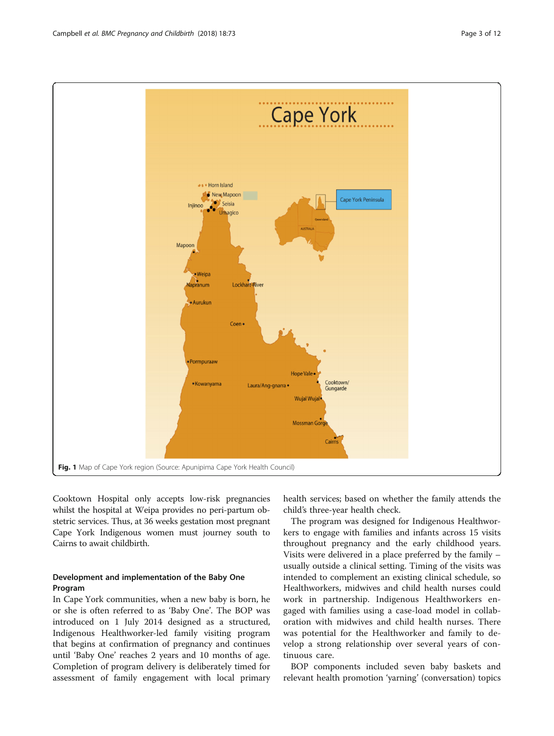Fig. 1 Map of Cape York region (Source: Apunipima Cape York Health Council)

Cooktown Hospital only accepts low-risk pregnancies whilst the hospital at Weipa provides no peri-partum obstetric services. Thus, at 36 weeks gestation most pregnant Cape York Indigenous women must journey south to Cairns to await childbirth.

### Development and implementation of the Baby One Program

In Cape York communities, when a new baby is born, he or she is often referred to as 'Baby One'. The BOP was introduced on 1 July 2014 designed as a structured, Indigenous Healthworker-led family visiting program that begins at confirmation of pregnancy and continues until 'Baby One' reaches 2 years and 10 months of age. Completion of program delivery is deliberately timed for assessment of family engagement with local primary health services; based on whether the family attends the child's three-year health check.

The program was designed for Indigenous Healthworkers to engage with families and infants across 15 visits throughout pregnancy and the early childhood years. Visits were delivered in a place preferred by the family – usually outside a clinical setting. Timing of the visits was intended to complement an existing clinical schedule, so Healthworkers, midwives and child health nurses could work in partnership. Indigenous Healthworkers engaged with families using a case-load model in collaboration with midwives and child health nurses. There was potential for the Healthworker and family to develop a strong relationship over several years of continuous care.

BOP components included seven baby baskets and relevant health promotion 'yarning' (conversation) topics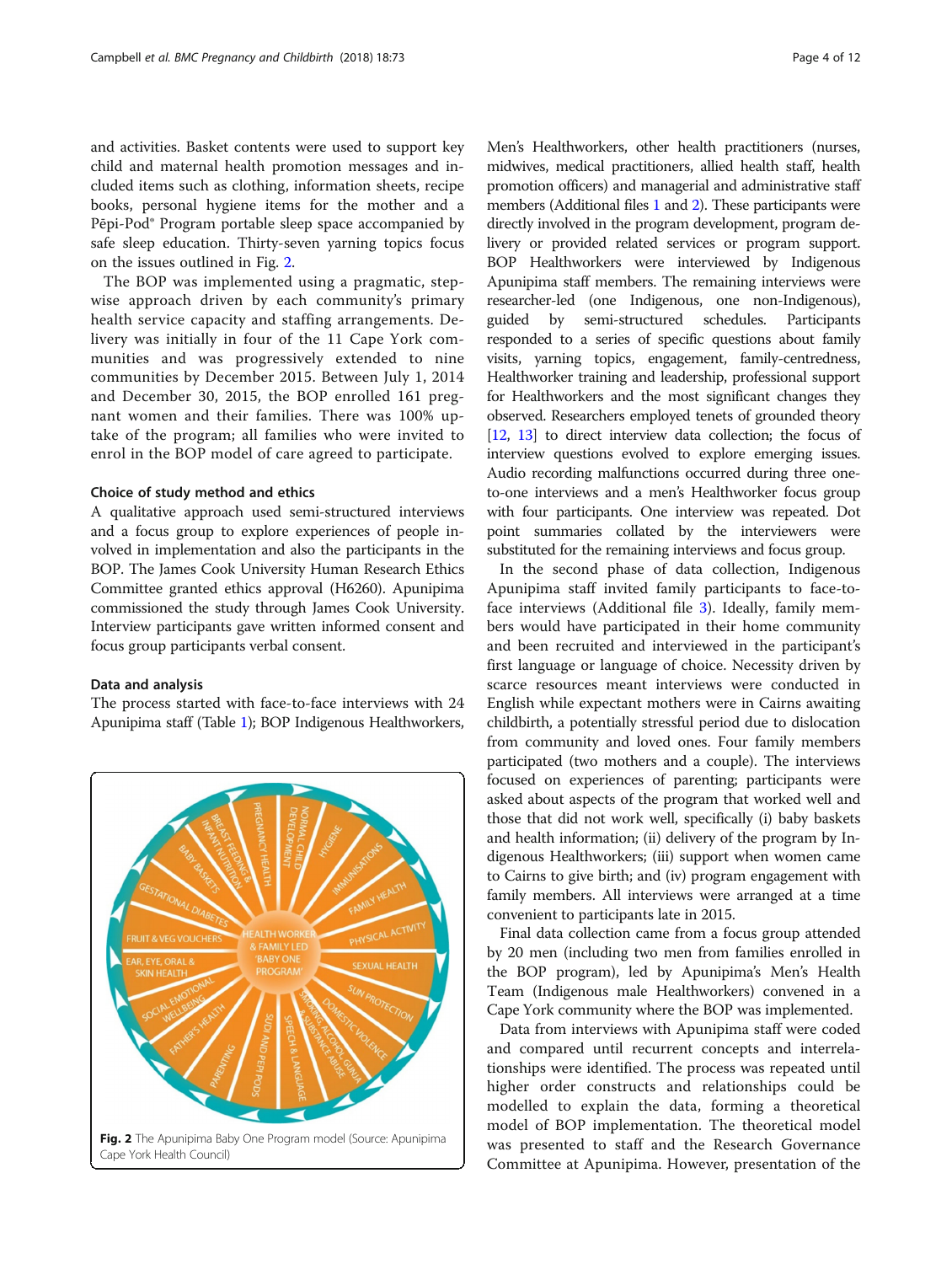and activities. Basket contents were used to support key child and maternal health promotion messages and included items such as clothing, information sheets, recipe books, personal hygiene items for the mother and a Pēpi-Pod® Program portable sleep space accompanied by safe sleep education. Thirty-seven yarning topics focus on the issues outlined in Fig. 2.

The BOP was implemented using a pragmatic, stepwise approach driven by each community's primary health service capacity and staffing arrangements. Delivery was initially in four of the 11 Cape York communities and was progressively extended to nine communities by December 2015. Between July 1, 2014 and December 30, 2015, the BOP enrolled 161 pregnant women and their families. There was 100% uptake of the program; all families who were invited to enrol in the BOP model of care agreed to participate.

### Choice of study method and ethics

A qualitative approach used semi-structured interviews and a focus group to explore experiences of people involved in implementation and also the participants in the BOP. The James Cook University Human Research Ethics Committee granted ethics approval (H6260). Apunipima commissioned the study through James Cook University. Interview participants gave written informed consent and focus group participants verbal consent.

### Data and analysis

The process started with face-to-face interviews with 24 Apunipima staff (Table 1); BOP Indigenous Healthworkers, Men's Healthworkers, other health practitioners (nurses, midwives, medical practitioners, allied health staff, health promotion officers) and managerial and administrative staff members (Additional files 1 and 2). These participants were directly involved in the program development, program delivery or provided related services or program support. BOP Healthworkers were interviewed by Indigenous Apunipima staff members. The remaining interviews were researcher-led (one Indigenous, one non-Indigenous), guided by semi-structured schedules. Participants responded to a series of specific questions about family visits, yarning topics, engagement, family-centredness, Healthworker training and leadership, professional support for Healthworkers and the most significant changes they observed. Researchers employed tenets of grounded theory [12, 13] to direct interview data collection; the focus of interview questions evolved to explore emerging issues. Audio recording malfunctions occurred during three one-to-one interviews and a men's Healthworker focus group with four participants. One interview was repeated. Dot point summaries collated by the interviewers were substituted for the remaining interviews and focus group.

In the second phase of data collection, Indigenous Apunipima staff invited family participants to face-to-face interviews (Additional file 3). Ideally, family members would have participated in their home community and been recruited and interviewed in the participant's first language or language of choice. Necessity driven by scarce resources meant interviews were conducted in English while expectant mothers were in Cairns awaiting childbirth, a potentially stressful period due to dislocation from community and loved ones. Four family members participated (two mothers and a couple). The interviews focused on experiences of parenting; participants were asked about aspects of the program that worked well and those that did not work well, specifically (i) baby baskets and health information; (ii) delivery of the program by Indigenous Healthworkers; (iii) support when women came to Cairns to give birth; and (iv) program engagement with family members. All interviews were arranged at a time convenient to participants late in 2015.

Final data collection came from a focus group attended by 20 men (including two men from families enrolled in the BOP program), led by Apunipima's Men's Health Team (Indigenous male Healthworkers) convened in a Cape York community where the BOP was implemented.

Data from interviews with Apunipima staff were coded and compared until recurrent concepts and interrelationships were identified. The process was repeated until higher order constructs and relationships could be modelled to explain the data, forming a theoretical model of BOP implementation. The theoretical model was presented to staff and the Research Governance Committee at Apunipima. However, presentation of the

**Fig. 2** The Apunipima Baby One Program model (Source: Apunipima Cape York Health Council)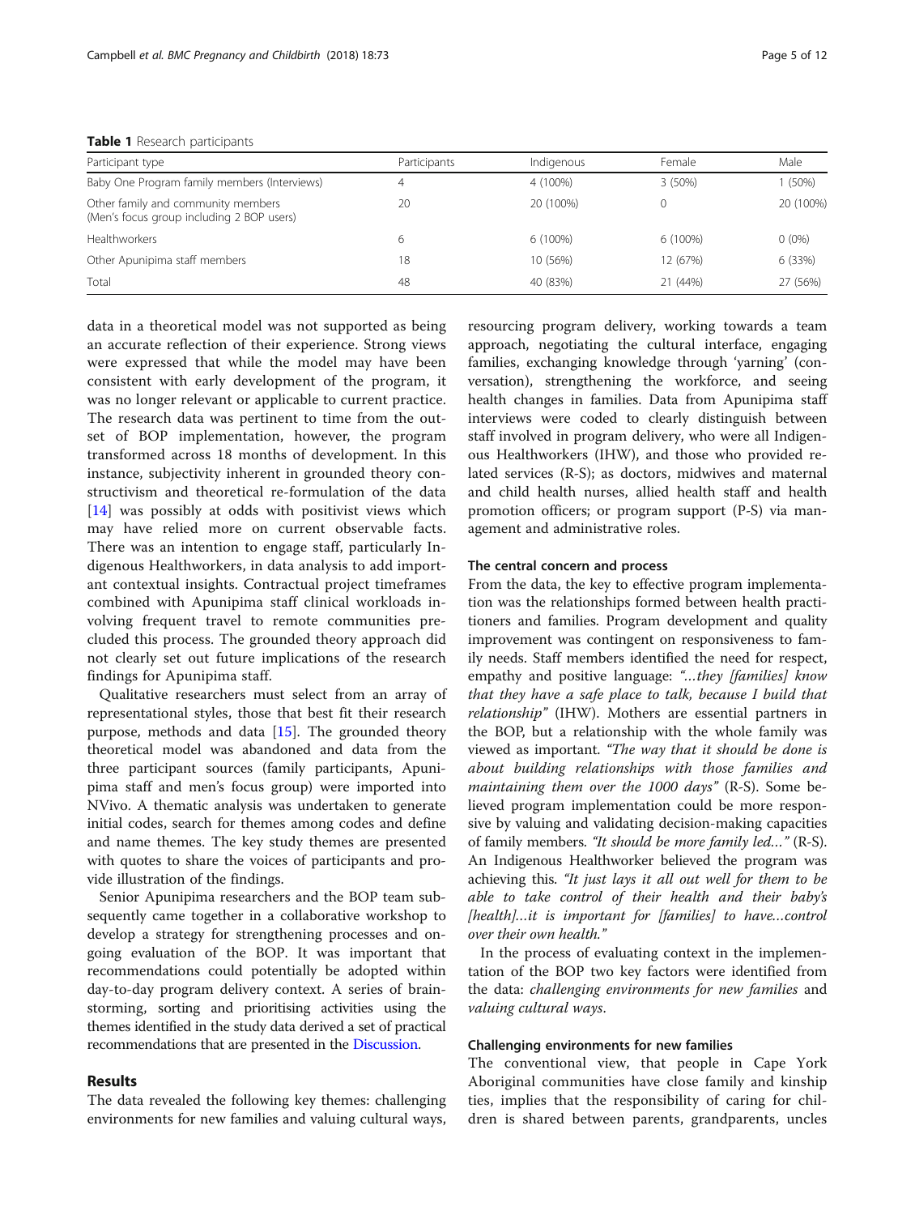**Table 1** Research participants

| Participant type | Participants | Indigenous | Female | Male |
|---|---|---|---|---|
| Baby One Program family members (Interviews) | 4 | 4 (100%) | 3 (50%) | 1 (50%) |
| Other family and community members (Men's focus group including 2 BOP users) | 20 | 20 (100%) | 0 | 20 (100%) |
| Healthworkers | 6 | 6 (100%) | 6 (100%) | 0 (0%) |
| Other Apunipima staff members | 18 | 10 (56%) | 12 (67%) | 6 (33%) |
| Total | 48 | 40 (83%) | 21 (44%) | 27 (56%) |

data in a theoretical model was not supported as being an accurate reflection of their experience. Strong views were expressed that while the model may have been consistent with early development of the program, it was no longer relevant or applicable to current practice. The research data was pertinent to time from the outset of BOP implementation, however, the program transformed across 18 months of development. In this instance, subjectivity inherent in grounded theory constructivism and theoretical re-formulation of the data [14] was possibly at odds with positivist views which may have relied more on current observable facts. There was an intention to engage staff, particularly Indigenous Healthworkers, in data analysis to add important contextual insights. Contractual project timeframes combined with Apunipima staff clinical workloads involving frequent travel to remote communities precluded this process. The grounded theory approach did not clearly set out future implications of the research findings for Apunipima staff.

Qualitative researchers must select from an array of representational styles, those that best fit their research purpose, methods and data [15]. The grounded theory theoretical model was abandoned and data from the three participant sources (family participants, Apunipima staff and men's focus group) were imported into NVivo. A thematic analysis was undertaken to generate initial codes, search for themes among codes and define and name themes. The key study themes are presented with quotes to share the voices of participants and provide illustration of the findings.

Senior Apunipima researchers and the BOP team subsequently came together in a collaborative workshop to develop a strategy for strengthening processes and ongoing evaluation of the BOP. It was important that recommendations could potentially be adopted within day-to-day program delivery context. A series of brainstorming, sorting and prioritising activities using the themes identified in the study data derived a set of practical recommendations that are presented in the Discussion.

## Results

The data revealed the following key themes: challenging environments for new families and valuing cultural ways, resourcing program delivery, working towards a team approach, negotiating the cultural interface, engaging families, exchanging knowledge through 'yarning' (conversation), strengthening the workforce, and seeing health changes in families. Data from Apunipima staff interviews were coded to clearly distinguish between staff involved in program delivery, who were all Indigenous Healthworkers (IHW), and those who provided related services (R-S); as doctors, midwives and maternal and child health nurses, allied health staff and health promotion officers; or program support (P-S) via management and administrative roles.

### The central concern and process

From the data, the key to effective program implementation was the relationships formed between health practitioners and families. Program development and quality improvement was contingent on responsiveness to family needs. Staff members identified the need for respect, empathy and positive language: *"…they [families] know that they have a safe place to talk, because I build that relationship"* (IHW). Mothers are essential partners in the BOP, but a relationship with the whole family was viewed as important. *"The way that it should be done is about building relationships with those families and maintaining them over the 1000 days"* (R-S). Some believed program implementation could be more responsive by valuing and validating decision-making capacities of family members. *"It should be more family led…"* (R-S). An Indigenous Healthworker believed the program was achieving this. *"It just lays it all out well for them to be able to take control of their health and their baby's [health]…it is important for [families] to have…control over their own health."*

In the process of evaluating context in the implementation of the BOP two key factors were identified from the data: *challenging environments for new families* and *valuing cultural ways*.

### Challenging environments for new families

The conventional view, that people in Cape York Aboriginal communities have close family and kinship ties, implies that the responsibility of caring for children is shared between parents, grandparents, uncles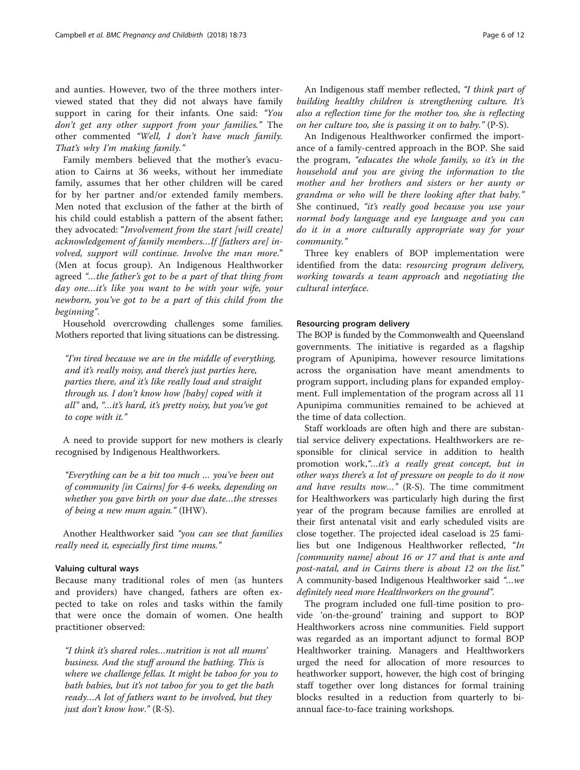and aunties. However, two of the three mothers interviewed stated that they did not always have family support in caring for their infants. One said: *"You don't get any other support from your families."* The other commented *"Well, I don't have much family. That's why I'm making family."*

Family members believed that the mother's evacuation to Cairns at 36 weeks, without her immediate family, assumes that her other children will be cared for by her partner and/or extended family members. Men noted that exclusion of the father at the birth of his child could establish a pattern of the absent father; they advocated: "*Involvement from the start [will create] acknowledgement of family members…If [fathers are] involved, support will continue. Involve the man more.*" (Men at focus group). An Indigenous Healthworker agreed *"…the father's got to be a part of that thing from day one…it's like you want to be with your wife, your newborn, you've got to be a part of this child from the beginning"*.

Household overcrowding challenges some families. Mothers reported that living situations can be distressing.

> *"I'm tired because we are in the middle of everything, and it's really noisy, and there's just parties here, parties there, and it's like really loud and straight through us. I don't know how [baby] coped with it all"* and, *"…it's hard, it's pretty noisy, but you've got to cope with it."*

A need to provide support for new mothers is clearly recognised by Indigenous Healthworkers.

> *"Everything can be a bit too much … you've been out of community [in Cairns] for 4-6 weeks, depending on whether you gave birth on your due date…the stresses of being a new mum again."* (IHW).

Another Healthworker said *"you can see that families really need it, especially first time mums."*

#### Valuing cultural ways

Because many traditional roles of men (as hunters and providers) have changed, fathers are often expected to take on roles and tasks within the family that were once the domain of women. One health practitioner observed:

> *"I think it's shared roles…nutrition is not all mums' business. And the stuff around the bathing. This is where we challenge fellas. It might be taboo for you to bath babies, but it's not taboo for you to get the bath ready…A lot of fathers want to be involved, but they just don't know how."* (R-S).

An Indigenous staff member reflected, *"I think part of building healthy children is strengthening culture. It's also a reflection time for the mother too, she is reflecting on her culture too, she is passing it on to baby."* (P-S).

An Indigenous Healthworker confirmed the importance of a family-centred approach in the BOP. She said the program, *"educates the whole family, so it's in the household and you are giving the information to the mother and her brothers and sisters or her aunty or grandma or who will be there looking after that baby."* She continued, *"it's really good because you use your normal body language and eye language and you can do it in a more culturally appropriate way for your community."*

Three key enablers of BOP implementation were identified from the data: *resourcing program delivery, working towards a team approach* and *negotiating the cultural interface*.

#### Resourcing program delivery

The BOP is funded by the Commonwealth and Queensland governments. The initiative is regarded as a flagship program of Apunipima, however resource limitations across the organisation have meant amendments to program support, including plans for expanded employment. Full implementation of the program across all 11 Apunipima communities remained to be achieved at the time of data collection.

Staff workloads are often high and there are substantial service delivery expectations. Healthworkers are responsible for clinical service in addition to health promotion work,*"…it's a really great concept, but in other ways there's a lot of pressure on people to do it now and have results now…"* (R-S). The time commitment for Healthworkers was particularly high during the first year of the program because families are enrolled at their first antenatal visit and early scheduled visits are close together. The projected ideal caseload is 25 families but one Indigenous Healthworker reflected, *"In [community name] about 16 or 17 and that is ante and post-natal, and in Cairns there is about 12 on the list."* A community-based Indigenous Healthworker said *"…we definitely need more Healthworkers on the ground"*.

The program included one full-time position to provide 'on-the-ground' training and support to BOP Healthworkers across nine communities. Field support was regarded as an important adjunct to formal BOP Healthworker training. Managers and Healthworkers urged the need for allocation of more resources to heathworker support, however, the high cost of bringing staff together over long distances for formal training blocks resulted in a reduction from quarterly to bi-annual face-to-face training workshops.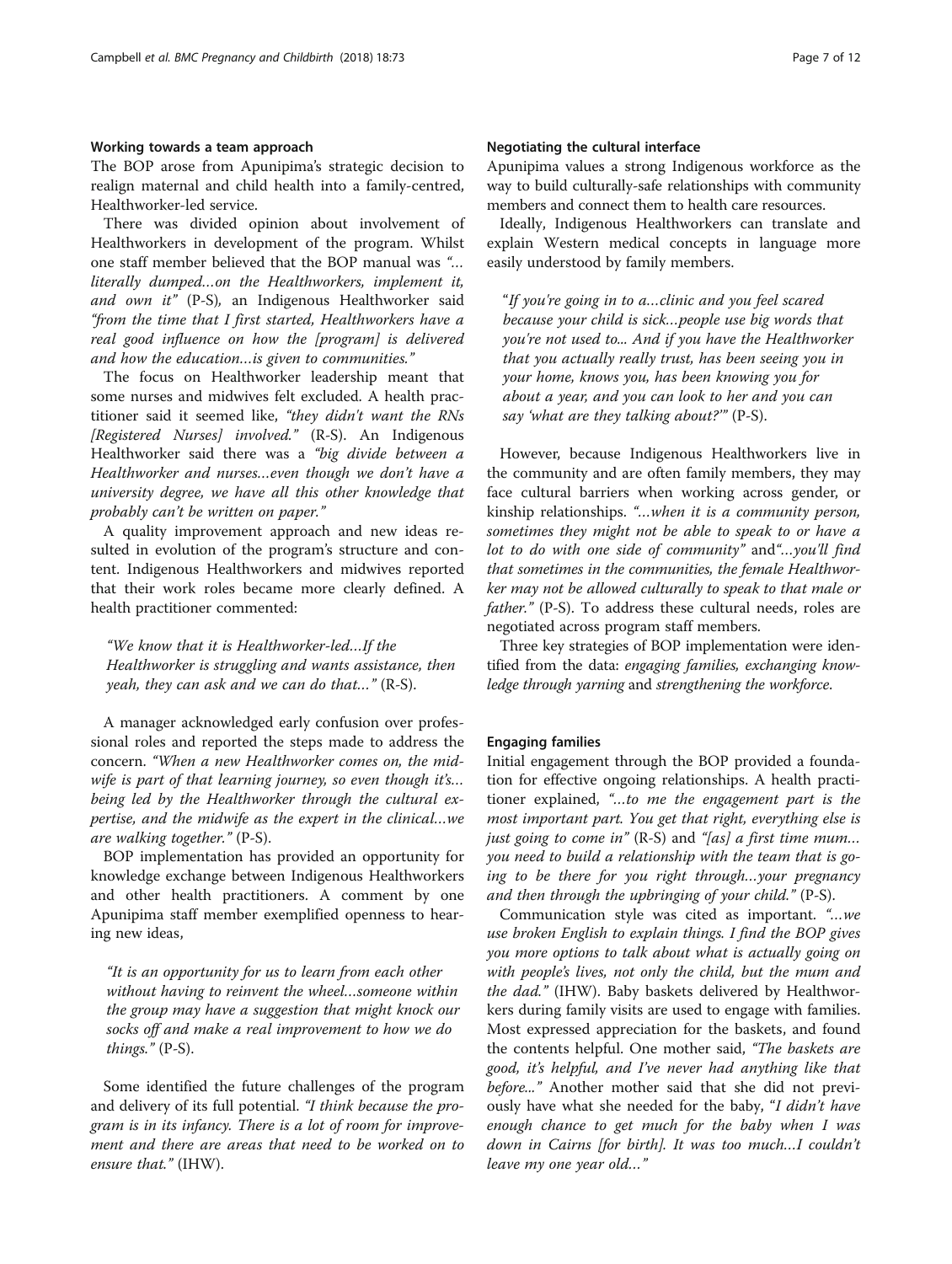#### Working towards a team approach

The BOP arose from Apunipima's strategic decision to realign maternal and child health into a family-centred, Healthworker-led service.

There was divided opinion about involvement of Healthworkers in development of the program. Whilst one staff member believed that the BOP manual was *"… literally dumped…on the Healthworkers, implement it, and own it"* (P-S), an Indigenous Healthworker said *"from the time that I first started, Healthworkers have a real good influence on how the [program] is delivered and how the education…is given to communities."*

The focus on Healthworker leadership meant that some nurses and midwives felt excluded. A health practitioner said it seemed like, *"they didn't want the RNs [Registered Nurses] involved."* (R-S). An Indigenous Healthworker said there was a *"big divide between a Healthworker and nurses…even though we don't have a university degree, we have all this other knowledge that probably can't be written on paper."*

A quality improvement approach and new ideas resulted in evolution of the program's structure and content. Indigenous Healthworkers and midwives reported that their work roles became more clearly defined. A health practitioner commented:

> *"We know that it is Healthworker-led…If the Healthworker is struggling and wants assistance, then yeah, they can ask and we can do that…"* (R-S).

A manager acknowledged early confusion over professional roles and reported the steps made to address the concern. *"When a new Healthworker comes on, the midwife is part of that learning journey, so even though it's… being led by the Healthworker through the cultural expertise, and the midwife as the expert in the clinical…we are walking together."* (P-S).

BOP implementation has provided an opportunity for knowledge exchange between Indigenous Healthworkers and other health practitioners. A comment by one Apunipima staff member exemplified openness to hearing new ideas,

> *"It is an opportunity for us to learn from each other without having to reinvent the wheel…someone within the group may have a suggestion that might knock our socks off and make a real improvement to how we do things."* (P-S).

Some identified the future challenges of the program and delivery of its full potential. *"I think because the program is in its infancy. There is a lot of room for improvement and there are areas that need to be worked on to ensure that."* (IHW).

#### Negotiating the cultural interface

Apunipima values a strong Indigenous workforce as the way to build culturally-safe relationships with community members and connect them to health care resources.

Ideally, Indigenous Healthworkers can translate and explain Western medical concepts in language more easily understood by family members.

> "*If you're going in to a…clinic and you feel scared because your child is sick…people use big words that you're not used to... And if you have the Healthworker that you actually really trust, has been seeing you in your home, knows you, has been knowing you for about a year, and you can look to her and you can say 'what are they talking about?'*" (P-S).

However, because Indigenous Healthworkers live in the community and are often family members, they may face cultural barriers when working across gender, or kinship relationships. *"…when it is a community person, sometimes they might not be able to speak to or have a lot to do with one side of community"* and*"…you'll find that sometimes in the communities, the female Healthworker may not be allowed culturally to speak to that male or father."* (P-S). To address these cultural needs, roles are negotiated across program staff members.

Three key strategies of BOP implementation were identified from the data: *engaging families*, *exchanging knowledge through yarning* and *strengthening the workforce*.

#### Engaging families

Initial engagement through the BOP provided a foundation for effective ongoing relationships. A health practitioner explained, *"…to me the engagement part is the most important part. You get that right, everything else is just going to come in"* (R-S) and *"[as] a first time mum… you need to build a relationship with the team that is going to be there for you right through…your pregnancy and then through the upbringing of your child."* (P-S).

Communication style was cited as important. *"…we use broken English to explain things. I find the BOP gives you more options to talk about what is actually going on with people's lives, not only the child, but the mum and the dad."* (IHW). Baby baskets delivered by Healthworkers during family visits are used to engage with families. Most expressed appreciation for the baskets, and found the contents helpful. One mother said, *"The baskets are good, it's helpful, and I've never had anything like that before..."* Another mother said that she did not previously have what she needed for the baby, "*I didn't have enough chance to get much for the baby when I was down in Cairns [for birth]. It was too much…I couldn't leave my one year old…*"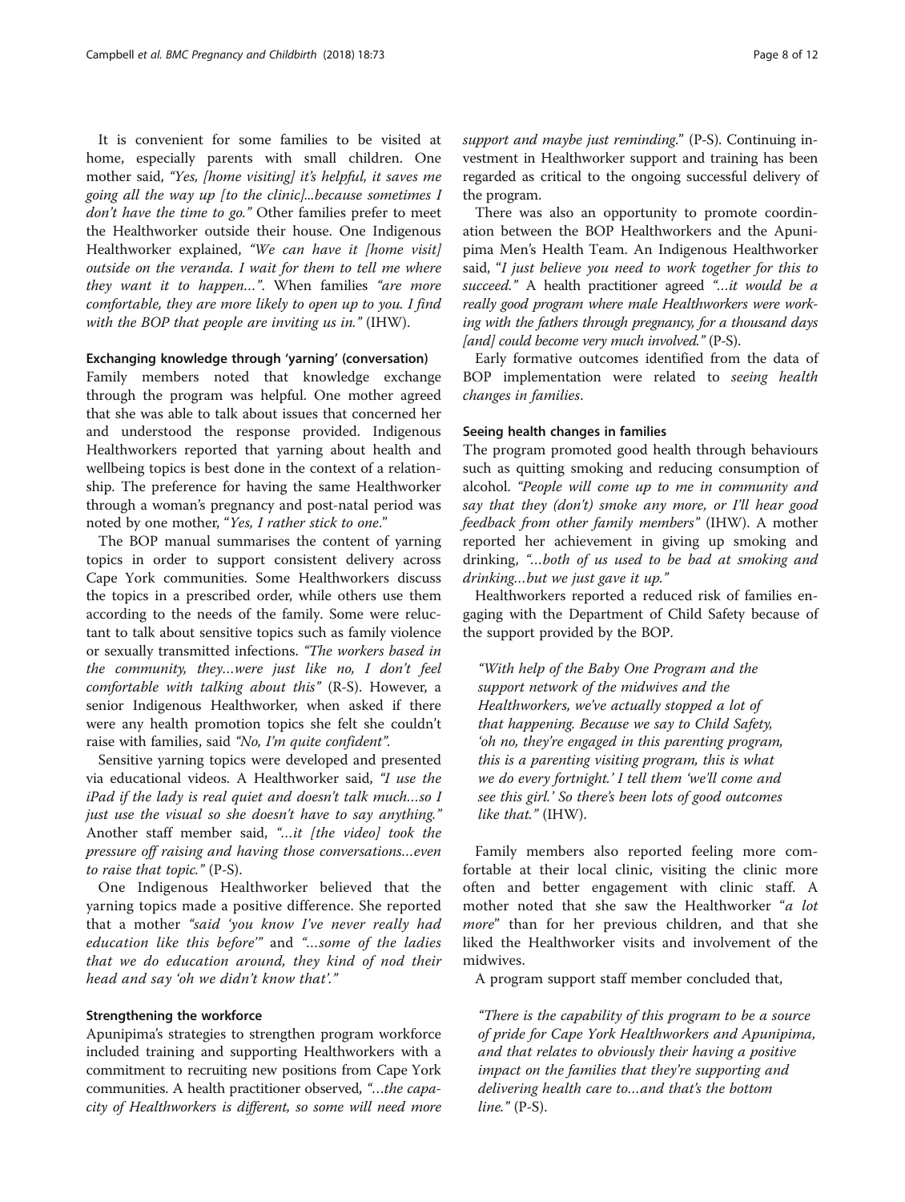It is convenient for some families to be visited at home, especially parents with small children. One mother said, *"Yes, [home visiting] it's helpful, it saves me going all the way up [to the clinic]...because sometimes I don't have the time to go."* Other families prefer to meet the Healthworker outside their house. One Indigenous Healthworker explained, *"We can have it [home visit] outside on the veranda. I wait for them to tell me where they want it to happen…"*. When families *"are more comfortable, they are more likely to open up to you. I find with the BOP that people are inviting us in."* (IHW).

#### Exchanging knowledge through 'yarning' (conversation)

Family members noted that knowledge exchange through the program was helpful. One mother agreed that she was able to talk about issues that concerned her and understood the response provided. Indigenous Healthworkers reported that yarning about health and wellbeing topics is best done in the context of a relationship. The preference for having the same Healthworker through a woman's pregnancy and post-natal period was noted by one mother, "*Yes, I rather stick to one*."

The BOP manual summarises the content of yarning topics in order to support consistent delivery across Cape York communities. Some Healthworkers discuss the topics in a prescribed order, while others use them according to the needs of the family. Some were reluctant to talk about sensitive topics such as family violence or sexually transmitted infections. *"The workers based in the community, they…were just like no, I don't feel comfortable with talking about this"* (R-S). However, a senior Indigenous Healthworker, when asked if there were any health promotion topics she felt she couldn't raise with families, said *"No, I'm quite confident"*.

Sensitive yarning topics were developed and presented via educational videos. A Healthworker said, *"I use the iPad if the lady is real quiet and doesn't talk much…so I just use the visual so she doesn't have to say anything."* Another staff member said, *"…it [the video] took the pressure off raising and having those conversations…even to raise that topic."* (P-S).

One Indigenous Healthworker believed that the yarning topics made a positive difference. She reported that a mother *"said 'you know I've never really had education like this before'"* and *"…some of the ladies that we do education around, they kind of nod their head and say 'oh we didn't know that'."*

#### Strengthening the workforce

Apunipima's strategies to strengthen program workforce included training and supporting Healthworkers with a commitment to recruiting new positions from Cape York communities. A health practitioner observed, *"…the capacity of Healthworkers is different, so some will need more support and maybe just reminding."* (P-S). Continuing investment in Healthworker support and training has been regarded as critical to the ongoing successful delivery of the program.

There was also an opportunity to promote coordination between the BOP Healthworkers and the Apunipima Men's Health Team. An Indigenous Healthworker said, "*I just believe you need to work together for this to succeed.*" A health practitioner agreed *"…it would be a really good program where male Healthworkers were working with the fathers through pregnancy, for a thousand days [and] could become very much involved."* (P-S).

Early formative outcomes identified from the data of BOP implementation were related to *seeing health changes in families*.

#### Seeing health changes in families

The program promoted good health through behaviours such as quitting smoking and reducing consumption of alcohol. *"People will come up to me in community and say that they (don't) smoke any more, or I'll hear good feedback from other family members"* (IHW). A mother reported her achievement in giving up smoking and drinking, *"…both of us used to be bad at smoking and drinking…but we just gave it up."*

Healthworkers reported a reduced risk of families engaging with the Department of Child Safety because of the support provided by the BOP.

> *"With help of the Baby One Program and the support network of the midwives and the Healthworkers, we've actually stopped a lot of that happening. Because we say to Child Safety, 'oh no, they're engaged in this parenting program, this is a parenting visiting program, this is what we do every fortnight.' I tell them 'we'll come and see this girl.' So there's been lots of good outcomes like that."* (IHW).

Family members also reported feeling more comfortable at their local clinic, visiting the clinic more often and better engagement with clinic staff. A mother noted that she saw the Healthworker "*a lot more*" than for her previous children, and that she liked the Healthworker visits and involvement of the midwives.

A program support staff member concluded that,

> *"There is the capability of this program to be a source of pride for Cape York Healthworkers and Apunipima, and that relates to obviously their having a positive impact on the families that they're supporting and delivering health care to…and that's the bottom line."* (P-S).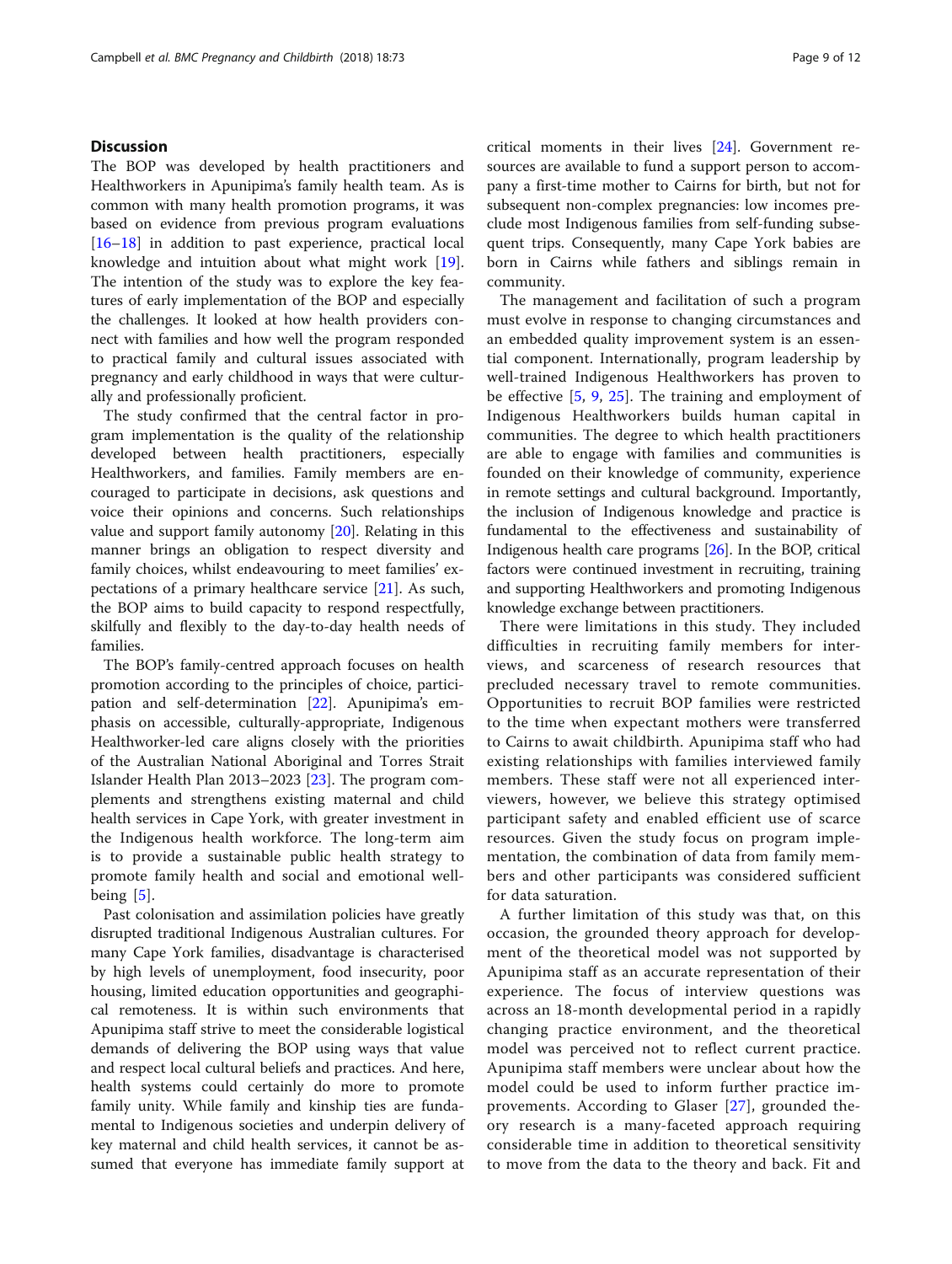## Discussion

The BOP was developed by health practitioners and Healthworkers in Apunipima's family health team. As is common with many health promotion programs, it was based on evidence from previous program evaluations [16–18] in addition to past experience, practical local knowledge and intuition about what might work [19]. The intention of the study was to explore the key features of early implementation of the BOP and especially the challenges. It looked at how health providers connect with families and how well the program responded to practical family and cultural issues associated with pregnancy and early childhood in ways that were culturally and professionally proficient.

The study confirmed that the central factor in program implementation is the quality of the relationship developed between health practitioners, especially Healthworkers, and families. Family members are encouraged to participate in decisions, ask questions and voice their opinions and concerns. Such relationships value and support family autonomy [20]. Relating in this manner brings an obligation to respect diversity and family choices, whilst endeavouring to meet families' expectations of a primary healthcare service [21]. As such, the BOP aims to build capacity to respond respectfully, skilfully and flexibly to the day-to-day health needs of families.

The BOP's family-centred approach focuses on health promotion according to the principles of choice, participation and self-determination [22]. Apunipima's emphasis on accessible, culturally-appropriate, Indigenous Healthworker-led care aligns closely with the priorities of the Australian National Aboriginal and Torres Strait Islander Health Plan 2013–2023 [23]. The program complements and strengthens existing maternal and child health services in Cape York, with greater investment in the Indigenous health workforce. The long-term aim is to provide a sustainable public health strategy to promote family health and social and emotional wellbeing [5].

Past colonisation and assimilation policies have greatly disrupted traditional Indigenous Australian cultures. For many Cape York families, disadvantage is characterised by high levels of unemployment, food insecurity, poor housing, limited education opportunities and geographical remoteness. It is within such environments that Apunipima staff strive to meet the considerable logistical demands of delivering the BOP using ways that value and respect local cultural beliefs and practices. And here, health systems could certainly do more to promote family unity. While family and kinship ties are fundamental to Indigenous societies and underpin delivery of key maternal and child health services, it cannot be assumed that everyone has immediate family support at critical moments in their lives [24]. Government resources are available to fund a support person to accompany a first-time mother to Cairns for birth, but not for subsequent non-complex pregnancies: low incomes preclude most Indigenous families from self-funding subsequent trips. Consequently, many Cape York babies are born in Cairns while fathers and siblings remain in community.

The management and facilitation of such a program must evolve in response to changing circumstances and an embedded quality improvement system is an essential component. Internationally, program leadership by well-trained Indigenous Healthworkers has proven to be effective [5, 9, 25]. The training and employment of Indigenous Healthworkers builds human capital in communities. The degree to which health practitioners are able to engage with families and communities is founded on their knowledge of community, experience in remote settings and cultural background. Importantly, the inclusion of Indigenous knowledge and practice is fundamental to the effectiveness and sustainability of Indigenous health care programs [26]. In the BOP, critical factors were continued investment in recruiting, training and supporting Healthworkers and promoting Indigenous knowledge exchange between practitioners.

There were limitations in this study. They included difficulties in recruiting family members for interviews, and scarceness of research resources that precluded necessary travel to remote communities. Opportunities to recruit BOP families were restricted to the time when expectant mothers were transferred to Cairns to await childbirth. Apunipima staff who had existing relationships with families interviewed family members. These staff were not all experienced interviewers, however, we believe this strategy optimised participant safety and enabled efficient use of scarce resources. Given the study focus on program implementation, the combination of data from family members and other participants was considered sufficient for data saturation.

A further limitation of this study was that, on this occasion, the grounded theory approach for development of the theoretical model was not supported by Apunipima staff as an accurate representation of their experience. The focus of interview questions was across an 18-month developmental period in a rapidly changing practice environment, and the theoretical model was perceived not to reflect current practice. Apunipima staff members were unclear about how the model could be used to inform further practice improvements. According to Glaser [27], grounded theory research is a many-faceted approach requiring considerable time in addition to theoretical sensitivity to move from the data to the theory and back. Fit and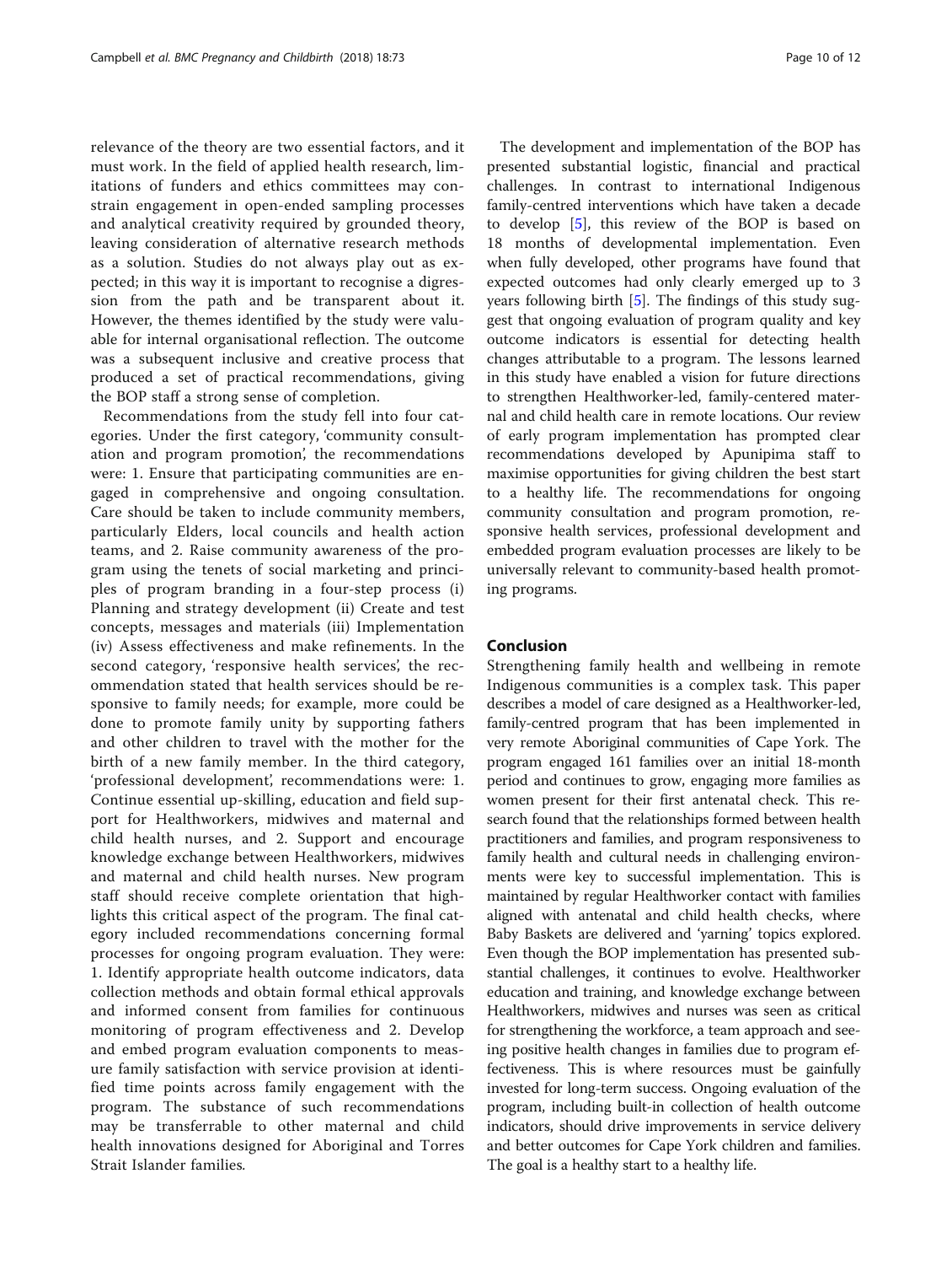relevance of the theory are two essential factors, and it must work. In the field of applied health research, limitations of funders and ethics committees may constrain engagement in open-ended sampling processes and analytical creativity required by grounded theory, leaving consideration of alternative research methods as a solution. Studies do not always play out as expected; in this way it is important to recognise a digression from the path and be transparent about it. However, the themes identified by the study were valuable for internal organisational reflection. The outcome was a subsequent inclusive and creative process that produced a set of practical recommendations, giving the BOP staff a strong sense of completion.

Recommendations from the study fell into four categories. Under the first category, 'community consultation and program promotion', the recommendations were: 1. Ensure that participating communities are engaged in comprehensive and ongoing consultation. Care should be taken to include community members, particularly Elders, local councils and health action teams, and 2. Raise community awareness of the program using the tenets of social marketing and principles of program branding in a four-step process (i) Planning and strategy development (ii) Create and test concepts, messages and materials (iii) Implementation (iv) Assess effectiveness and make refinements. In the second category, 'responsive health services', the recommendation stated that health services should be responsive to family needs; for example, more could be done to promote family unity by supporting fathers and other children to travel with the mother for the birth of a new family member. In the third category, 'professional development', recommendations were: 1. Continue essential up-skilling, education and field support for Healthworkers, midwives and maternal and child health nurses, and 2. Support and encourage knowledge exchange between Healthworkers, midwives and maternal and child health nurses. New program staff should receive complete orientation that highlights this critical aspect of the program. The final category included recommendations concerning formal processes for ongoing program evaluation. They were: 1. Identify appropriate health outcome indicators, data collection methods and obtain formal ethical approvals and informed consent from families for continuous monitoring of program effectiveness and 2. Develop and embed program evaluation components to measure family satisfaction with service provision at identified time points across family engagement with the program. The substance of such recommendations may be transferrable to other maternal and child health innovations designed for Aboriginal and Torres Strait Islander families.

The development and implementation of the BOP has presented substantial logistic, financial and practical challenges. In contrast to international Indigenous family-centred interventions which have taken a decade to develop [5], this review of the BOP is based on 18 months of developmental implementation. Even when fully developed, other programs have found that expected outcomes had only clearly emerged up to 3 years following birth [5]. The findings of this study suggest that ongoing evaluation of program quality and key outcome indicators is essential for detecting health changes attributable to a program. The lessons learned in this study have enabled a vision for future directions to strengthen Healthworker-led, family-centered maternal and child health care in remote locations. Our review of early program implementation has prompted clear recommendations developed by Apunipima staff to maximise opportunities for giving children the best start to a healthy life. The recommendations for ongoing community consultation and program promotion, responsive health services, professional development and embedded program evaluation processes are likely to be universally relevant to community-based health promoting programs.

## Conclusion

Strengthening family health and wellbeing in remote Indigenous communities is a complex task. This paper describes a model of care designed as a Healthworker-led, family-centred program that has been implemented in very remote Aboriginal communities of Cape York. The program engaged 161 families over an initial 18-month period and continues to grow, engaging more families as women present for their first antenatal check. This research found that the relationships formed between health practitioners and families, and program responsiveness to family health and cultural needs in challenging environments were key to successful implementation. This is maintained by regular Healthworker contact with families aligned with antenatal and child health checks, where Baby Baskets are delivered and 'yarning' topics explored. Even though the BOP implementation has presented substantial challenges, it continues to evolve. Healthworker education and training, and knowledge exchange between Healthworkers, midwives and nurses was seen as critical for strengthening the workforce, a team approach and seeing positive health changes in families due to program effectiveness. This is where resources must be gainfully invested for long-term success. Ongoing evaluation of the program, including built-in collection of health outcome indicators, should drive improvements in service delivery and better outcomes for Cape York children and families. The goal is a healthy start to a healthy life.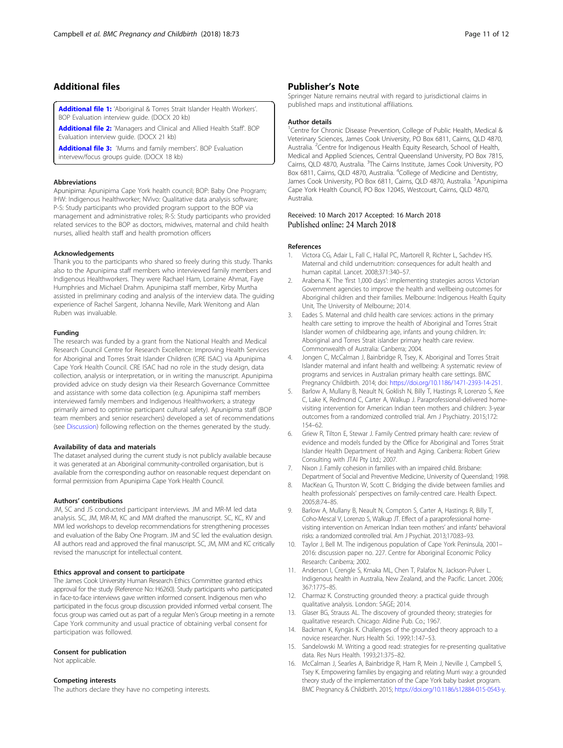## Additional files

**Additional file 1:** 'Aboriginal & Torres Strait Islander Health Workers'. BOP Evaluation interview guide. (DOCX 20 kb)

**Additional file 2:** 'Managers and Clinical and Allied Health Staff'. BOP Evaluation interview guide. (DOCX 21 kb)

**Additional file 3:** 'Mums and family members'. BOP Evaluation interview/focus groups guide. (DOCX 18 kb)

### Abbreviations

Apunipima: Apunipima Cape York health council; BOP: Baby One Program; IHW: Indigenous healthworker; NVivo: Qualitative data analysis software; P-S: Study participants who provided program support to the BOP via management and administrative roles; R-S: Study participants who provided related services to the BOP as doctors, midwives, maternal and child health nurses, allied health staff and health promotion officers

### Acknowledgements

Thank you to the participants who shared so freely during this study. Thanks also to the Apunipima staff members who interviewed family members and Indigenous Healthworkers. They were Rachael Ham, Lorraine Ahmat, Faye Humphries and Michael Drahm. Apunipima staff member, Kirby Murtha assisted in preliminary coding and analysis of the interview data. The guiding experience of Rachel Sargent, Johanna Neville, Mark Wenitong and Alan Ruben was invaluable.

### Funding

The research was funded by a grant from the National Health and Medical Research Council Centre for Research Excellence: Improving Health Services for Aboriginal and Torres Strait Islander Children (CRE ISAC) via Apunipima Cape York Health Council. CRE ISAC had no role in the study design, data collection, analysis or interpretation, or in writing the manuscript. Apunipima provided advice on study design via their Research Governance Committee and assistance with some data collection (e.g. Apunipima staff members interviewed family members and Indigenous Healthworkers; a strategy primarily aimed to optimise participant cultural safety). Apunipima staff (BOP team members and senior researchers) developed a set of recommendations (see Discussion) following reflection on the themes generated by the study.

### Availability of data and materials

The dataset analysed during the current study is not publicly available because it was generated at an Aboriginal community-controlled organisation, but is available from the corresponding author on reasonable request dependant on formal permission from Apunipima Cape York Health Council.

### Authors' contributions

JM, SC and JS conducted participant interviews. JM and MR-M led data analysis. SC, JM, MR-M, KC and MM drafted the manuscript. SC, KC, KV and MM led workshops to develop recommendations for strengthening processes and evaluation of the Baby One Program. JM and SC led the evaluation design. All authors read and approved the final manuscript. SC, JM, MM and KC critically revised the manuscript for intellectual content.

### Ethics approval and consent to participate

The James Cook University Human Research Ethics Committee granted ethics approval for the study (Reference No: H6260). Study participants who participated in face-to-face interviews gave written informed consent. Indigenous men who participated in the focus group discussion provided informed verbal consent. The focus group was carried out as part of a regular Men's Group meeting in a remote Cape York community and usual practice of obtaining verbal consent for participation was followed.

### Consent for publication

Not applicable.

### Competing interests

The authors declare they have no competing interests.

## Publisher's Note

Springer Nature remains neutral with regard to jurisdictional claims in published maps and institutional affiliations.

### Author details

[1]Centre for Chronic Disease Prevention, College of Public Health, Medical & Veterinary Sciences, James Cook University, PO Box 6811, Cairns, QLD 4870, Australia. [2]Centre for Indigenous Health Equity Research, School of Health, Medical and Applied Sciences, Central Queensland University, PO Box 7815, Cairns, QLD 4870, Australia. [3]The Cairns Institute, James Cook University, PO Box 6811, Cairns, QLD 4870, Australia. [4]College of Medicine and Dentistry, James Cook University, PO Box 6811, Cairns, QLD 4870, Australia. [5]Apunipima Cape York Health Council, PO Box 12045, Westcourt, Cairns, QLD 4870, Australia.

Received: 10 March 2017 Accepted: 16 March 2018
Published online: 24 March 2018

### References

1. Victora CG, Adair L, Fall C, Hallal PC, Martorell R, Richter L, Sachdev HS. Maternal and child undernutrition: consequences for adult health and human capital. Lancet. 2008;371:340–57.
2. Arabena K. The 'first 1,000 days': implementing strategies across Victorian Government agencies to improve the health and wellbeing outcomes for Aboriginal children and their families. Melbourne: Indigenous Health Equity Unit, The University of Melbourne; 2014.
3. Eades S. Maternal and child health care services: actions in the primary health care setting to improve the health of Aboriginal and Torres Strait Islander women of childbearing age, infants and young children. In: Aboriginal and Torres Strait islander primary health care review. Commonwealth of Australia: Canberra; 2004.
4. Jongen C, McCalman J, Bainbridge R, Tsey, K. Aboriginal and Torres Strait Islander maternal and infant health and wellbeing: A systematic review of programs and services in Australian primary health care settings. BMC Pregnancy Childbirth. 2014; doi: https://doi.org/10.1186/1471-2393-14-251.
5. Barlow A, Mullany B, Neault N, Goklish N, Billy T, Hastings R, Lorenzo S, Kee C, Lake K, Redmond C, Carter A, Walkup J. Paraprofessional-delivered home-visiting intervention for American Indian teen mothers and children: 3-year outcomes from a randomized controlled trial. Am J Psychiatry. 2015;172:154–62.
6. Griew R, Tilton E, Stewar J. Family Centred primary health care: review of evidence and models funded by the Office for Aboriginal and Torres Strait Islander Health Department of Health and Aging. Canberra: Robert Griew Consulting with JTAI Pty Ltd.; 2007.
7. Nixon J. Family cohesion in families with an impaired child. Brisbane: Department of Social and Preventive Medicine, University of Queensland; 1998.
8. MacKean G, Thurston W, Scott C. Bridging the divide between families and health professionals' perspectives on family-centred care. Health Expect. 2005;8:74–85.
9. Barlow A, Mullany B, Neault N, Compton S, Carter A, Hastings R, Billy T, Coho-Mescal V, Lorenzo S, Walkup JT. Effect of a paraprofessional home-visiting intervention on American Indian teen mothers' and infants' behavioral risks: a randomized controlled trial. Am J Psychiat. 2013;170:83–93.
10. Taylor J, Bell M. The indigenous population of Cape York Peninsula, 2001–2016: discussion paper no. 227. Centre for Aboriginal Economic Policy Research: Canberra; 2002.
11. Anderson I, Crengle S, Kmaka ML, Chen T, Palafox N, Jackson-Pulver L. Indigenous health in Australia, New Zealand, and the Pacific. Lancet. 2006;367:1775–85.
12. Charmaz K. Constructing grounded theory: a practical guide through qualitative analysis. London: SAGE; 2014.
13. Glaser BG, Strauss AL. The discovery of grounded theory; strategies for qualitative research. Chicago: Aldine Pub. Co.; 1967.
14. Backman K, Kyngäs K. Challenges of the grounded theory approach to a novice researcher. Nurs Health Sci. 1999;1:147–53.
15. Sandelowski M. Writing a good read: strategies for re-presenting qualitative data. Res Nurs Health. 1993;21:375–82.
16. McCalman J, Searles A, Bainbridge R, Ham R, Mein J, Neville J, Campbell S, Tsey K. Empowering families by engaging and relating Murri way: a grounded theory study of the implementation of the Cape York baby basket program. BMC Pregnancy & Childbirth. 2015; https://doi.org/10.1186/s12884-015-0543-y.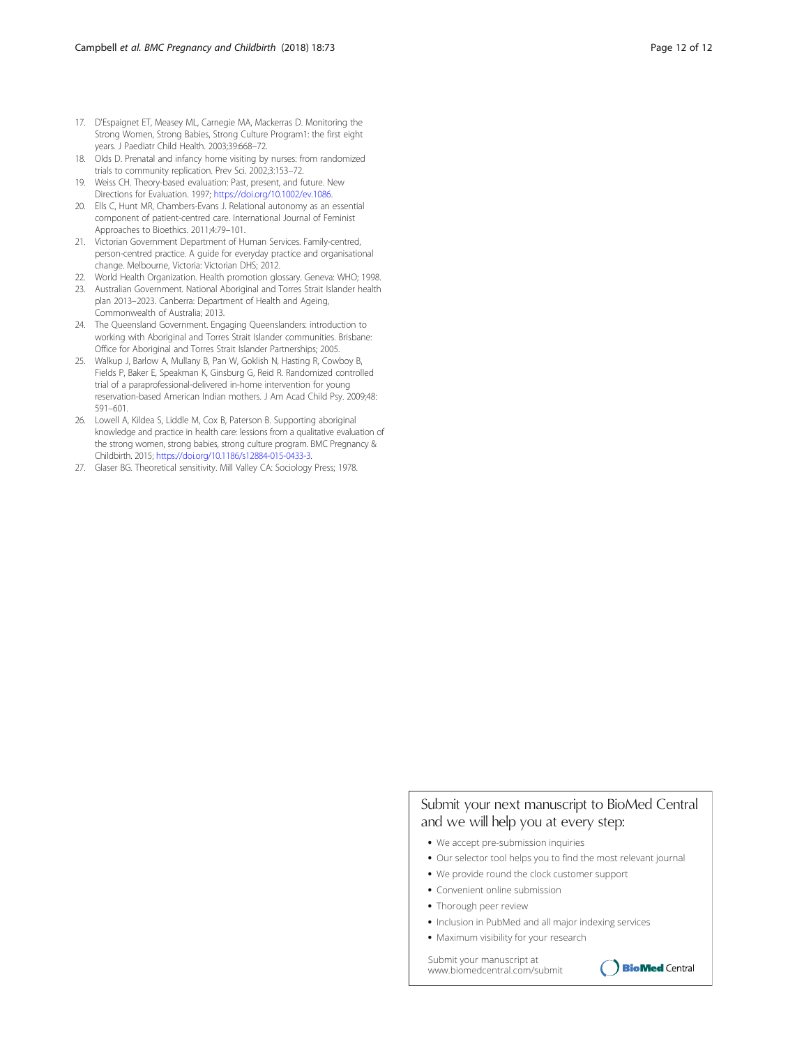17. D'Espaignet ET, Measey ML, Carnegie MA, Mackerras D. Monitoring the Strong Women, Strong Babies, Strong Culture Program1: the first eight years. J Paediatr Child Health. 2003;39:668–72.
18. Olds D. Prenatal and infancy home visiting by nurses: from randomized trials to community replication. Prev Sci. 2002;3:153–72.
19. Weiss CH. Theory-based evaluation: Past, present, and future. New Directions for Evaluation. 1997; https://doi.org/10.1002/ev.1086.
20. Ells C, Hunt MR, Chambers-Evans J. Relational autonomy as an essential component of patient-centred care. International Journal of Feminist Approaches to Bioethics. 2011;4:79–101.
21. Victorian Government Department of Human Services. Family-centred, person-centred practice. A guide for everyday practice and organisational change. Melbourne, Victoria: Victorian DHS; 2012.
22. World Health Organization. Health promotion glossary. Geneva: WHO; 1998.
23. Australian Government. National Aboriginal and Torres Strait Islander health plan 2013–2023. Canberra: Department of Health and Ageing, Commonwealth of Australia; 2013.
24. The Queensland Government. Engaging Queenslanders: introduction to working with Aboriginal and Torres Strait Islander communities. Brisbane: Office for Aboriginal and Torres Strait Islander Partnerships; 2005.
25. Walkup J, Barlow A, Mullany B, Pan W, Goklish N, Hasting R, Cowboy B, Fields P, Baker E, Speakman K, Ginsburg G, Reid R. Randomized controlled trial of a paraprofessional-delivered in-home intervention for young reservation-based American Indian mothers. J Am Acad Child Psy. 2009;48: 591–601.
26. Lowell A, Kildea S, Liddle M, Cox B, Paterson B. Supporting aboriginal knowledge and practice in health care: lessions from a qualitative evaluation of the strong women, strong babies, strong culture program. BMC Pregnancy & Childbirth. 2015; https://doi.org/10.1186/s12884-015-0433-3.
27. Glaser BG. Theoretical sensitivity. Mill Valley CA: Sociology Press; 1978.

Submit your next manuscript to BioMed Central and we will help you at every step:

- We accept pre-submission inquiries
- Our selector tool helps you to find the most relevant journal
- We provide round the clock customer support
- Convenient online submission
- Thorough peer review
- Inclusion in PubMed and all major indexing services
- Maximum visibility for your research

Submit your manuscript at www.biomedcentral.com/submit

BioMed Central